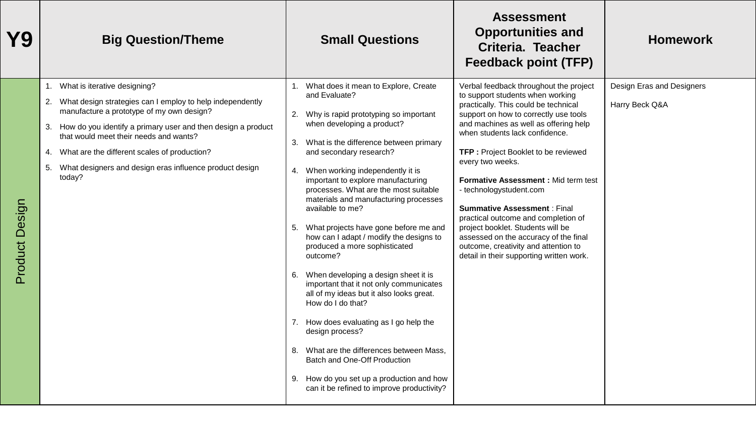| Y9 | Big Question/Theme | Small Questions | Assessment Opportunities and Criteria. Teacher Feedback point (TFP) | Homework |
|---|---|---|---|---|
| Product Design | 1. What is iterative designing?<br>2. What design strategies can I employ to help independently manufacture a prototype of my own design?<br>3. How do you identify a primary user and then design a product that would meet their needs and wants?<br>4. What are the different scales of production?<br>5. What designers and design eras influence product design today? | 1. What does it mean to Explore, Create and Evaluate?<br>2. Why is rapid prototyping so important when developing a product?<br>3. What is the difference between primary and secondary research?<br>4. When working independently it is important to explore manufacturing processes. What are the most suitable materials and manufacturing processes available to me?<br>5. What projects have gone before me and how can I adapt / modify the designs to produced a more sophisticated outcome?<br>6. When developing a design sheet it is important that it not only communicates all of my ideas but it also looks great. How do I do that?<br>7. How does evaluating as I go help the design process?<br>8. What are the differences between Mass, Batch and One-Off Production<br>9. How do you set up a production and how can it be refined to improve productivity? | Verbal feedback throughout the project to support students when working practically. This could be technical support on how to correctly use tools and machines as well as offering help when students lack confidence.<br><br>**TFP :** Project Booklet to be reviewed every two weeks.<br><br>**Formative Assessment :** Mid term test - technologystudent.com<br><br>**Summative Assessment** : Final practical outcome and completion of project booklet. Students will be assessed on the accuracy of the final outcome, creativity and attention to detail in their supporting written work. | Design Eras and Designers<br><br>Harry Beck Q&A |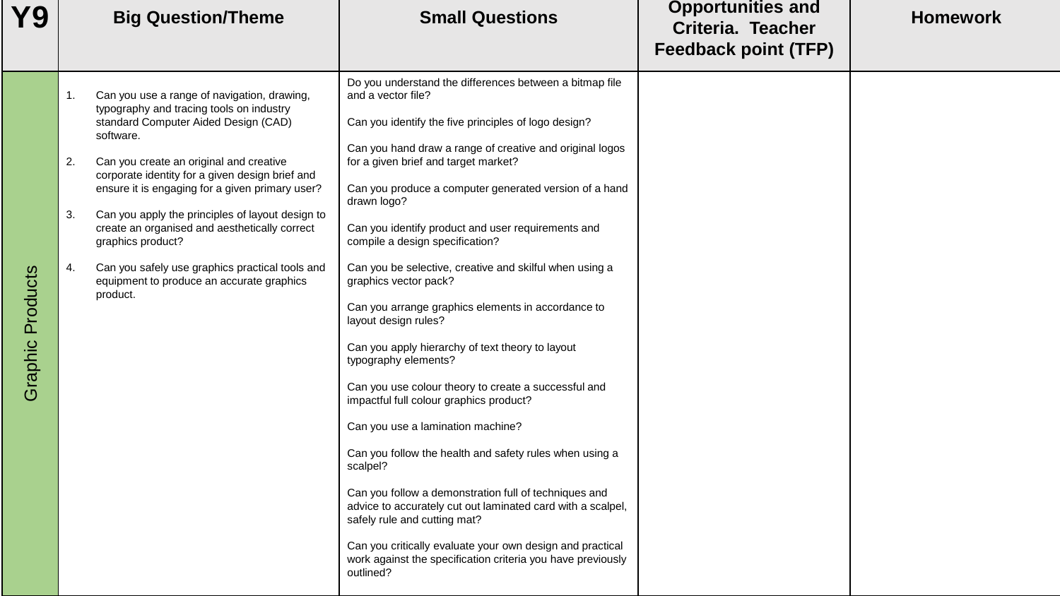| Y9 | Big Question/Theme | Small Questions | Opportunities and Criteria. Teacher Feedback point (TFP) | Homework |
|---|---|---|---|---|
| Graphic Products | 1. Can you use a range of navigation, drawing, typography and tracing tools on industry standard Computer Aided Design (CAD) software.<br><br>2. Can you create an original and creative corporate identity for a given design brief and ensure it is engaging for a given primary user?<br><br>3. Can you apply the principles of layout design to create an organised and aesthetically correct graphics product?<br><br>4. Can you safely use graphics practical tools and equipment to produce an accurate graphics product. | Do you understand the differences between a bitmap file and a vector file?<br><br>Can you identify the five principles of logo design?<br><br>Can you hand draw a range of creative and original logos for a given brief and target market?<br><br>Can you produce a computer generated version of a hand drawn logo?<br><br>Can you identify product and user requirements and compile a design specification?<br><br>Can you be selective, creative and skilful when using a graphics vector pack?<br><br>Can you arrange graphics elements in accordance to layout design rules?<br><br>Can you apply hierarchy of text theory to layout typography elements?<br><br>Can you use colour theory to create a successful and impactful full colour graphics product?<br><br>Can you use a lamination machine?<br><br>Can you follow the health and safety rules when using a scalpel?<br><br>Can you follow a demonstration full of techniques and advice to accurately cut out laminated card with a scalpel, safely rule and cutting mat?<br><br>Can you critically evaluate your own design and practical work against the specification criteria you have previously outlined? | | |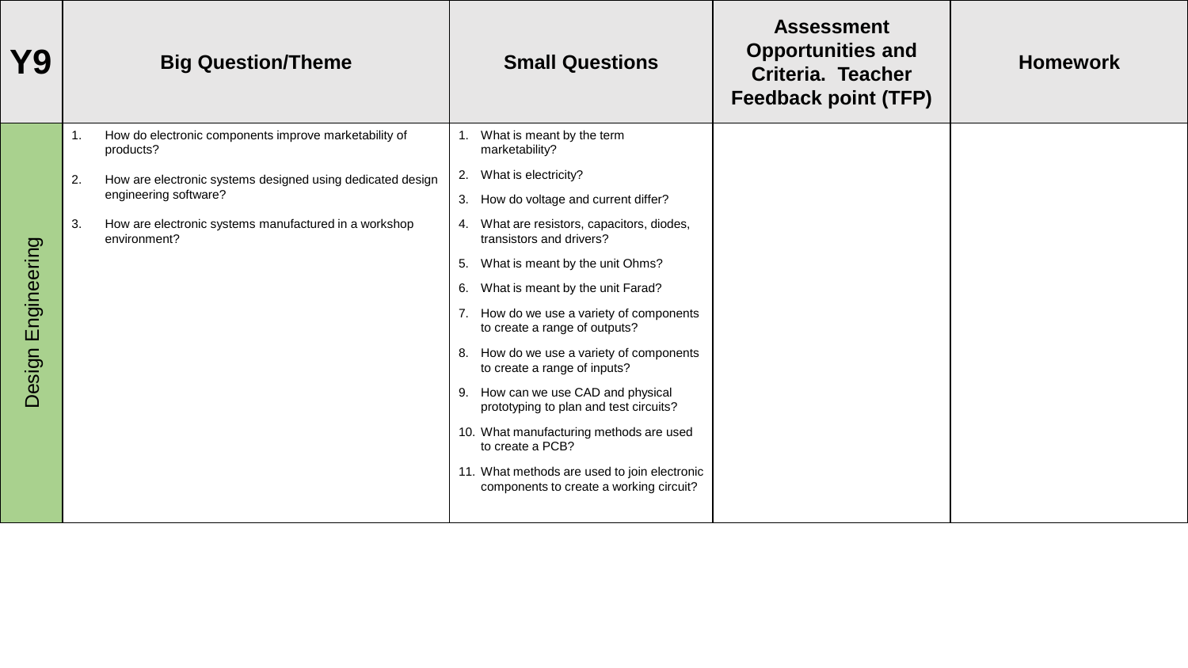| Y9 | Big Question/Theme | Small Questions | Assessment Opportunities and Criteria. Teacher Feedback point (TFP) | Homework |
|---|---|---|---|---|
| Design Engineering | 1. How do electronic components improve marketability of products?<br>2. How are electronic systems designed using dedicated design engineering software?<br>3. How are electronic systems manufactured in a workshop environment? | 1. What is meant by the term marketability?<br>2. What is electricity?<br>3. How do voltage and current differ?<br>4. What are resistors, capacitors, diodes, transistors and drivers?<br>5. What is meant by the unit Ohms?<br>6. What is meant by the unit Farad?<br>7. How do we use a variety of components to create a range of outputs?<br>8. How do we use a variety of components to create a range of inputs?<br>9. How can we use CAD and physical prototyping to plan and test circuits?<br>10. What manufacturing methods are used to create a PCB?<br>11. What methods are used to join electronic components to create a working circuit? | | |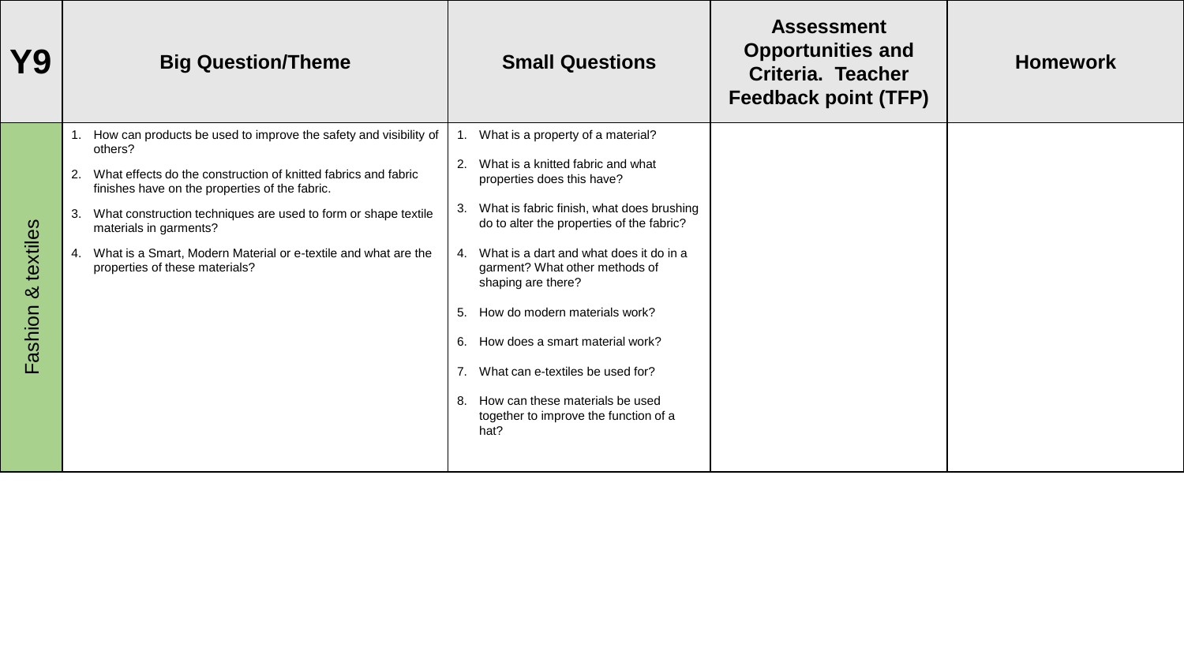| Y9 | Big Question/Theme | Small Questions | Assessment Opportunities and Criteria. Teacher Feedback point (TFP) | Homework |
|---|---|---|---|---|
| Fashion & textiles | 1. How can products be used to improve the safety and visibility of others?<br>2. What effects do the construction of knitted fabrics and fabric finishes have on the properties of the fabric.<br>3. What construction techniques are used to form or shape textile materials in garments?<br>4. What is a Smart, Modern Material or e-textile and what are the properties of these materials? | 1. What is a property of a material?<br>2. What is a knitted fabric and what properties does this have?<br>3. What is fabric finish, what does brushing do to alter the properties of the fabric?<br>4. What is a dart and what does it do in a garment? What other methods of shaping are there?<br>5. How do modern materials work?<br>6. How does a smart material work?<br>7. What can e-textiles be used for?<br>8. How can these materials be used together to improve the function of a hat? | | |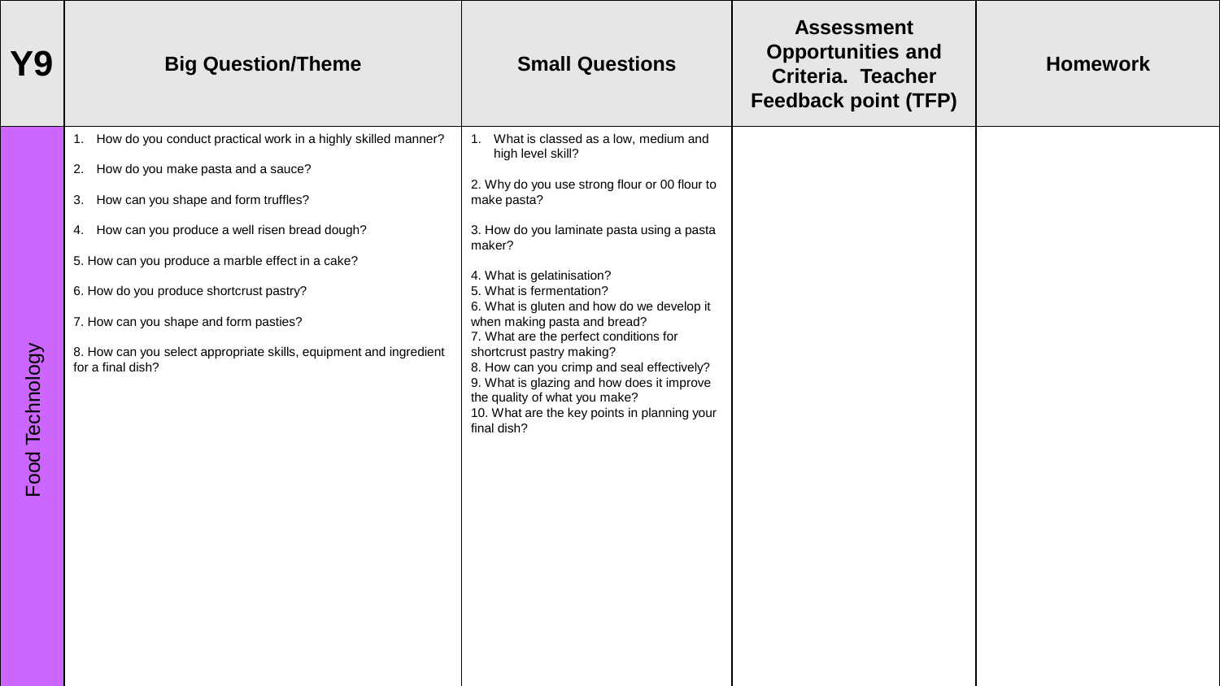| Y9 | Big Question/Theme | Small Questions | Assessment Opportunities and Criteria. Teacher Feedback point (TFP) | Homework |
|---|---|---|---|---|
| Food Technology | 1. How do you conduct practical work in a highly skilled manner?<br>2. How do you make pasta and a sauce?<br>3. How can you shape and form truffles?<br>4. How can you produce a well risen bread dough?<br>5. How can you produce a marble effect in a cake?<br>6. How do you produce shortcrust pastry?<br>7. How can you shape and form pasties?<br>8. How can you select appropriate skills, equipment and ingredient for a final dish? | 1. What is classed as a low, medium and high level skill?<br>2. Why do you use strong flour or 00 flour to make pasta?<br>3. How do you laminate pasta using a pasta maker?<br>4. What is gelatinisation?<br>5. What is fermentation?<br>6. What is gluten and how do we develop it when making pasta and bread?<br>7. What are the perfect conditions for shortcrust pastry making?<br>8. How can you crimp and seal effectively?<br>9. What is glazing and how does it improve the quality of what you make?<br>10. What are the key points in planning your final dish? | | |